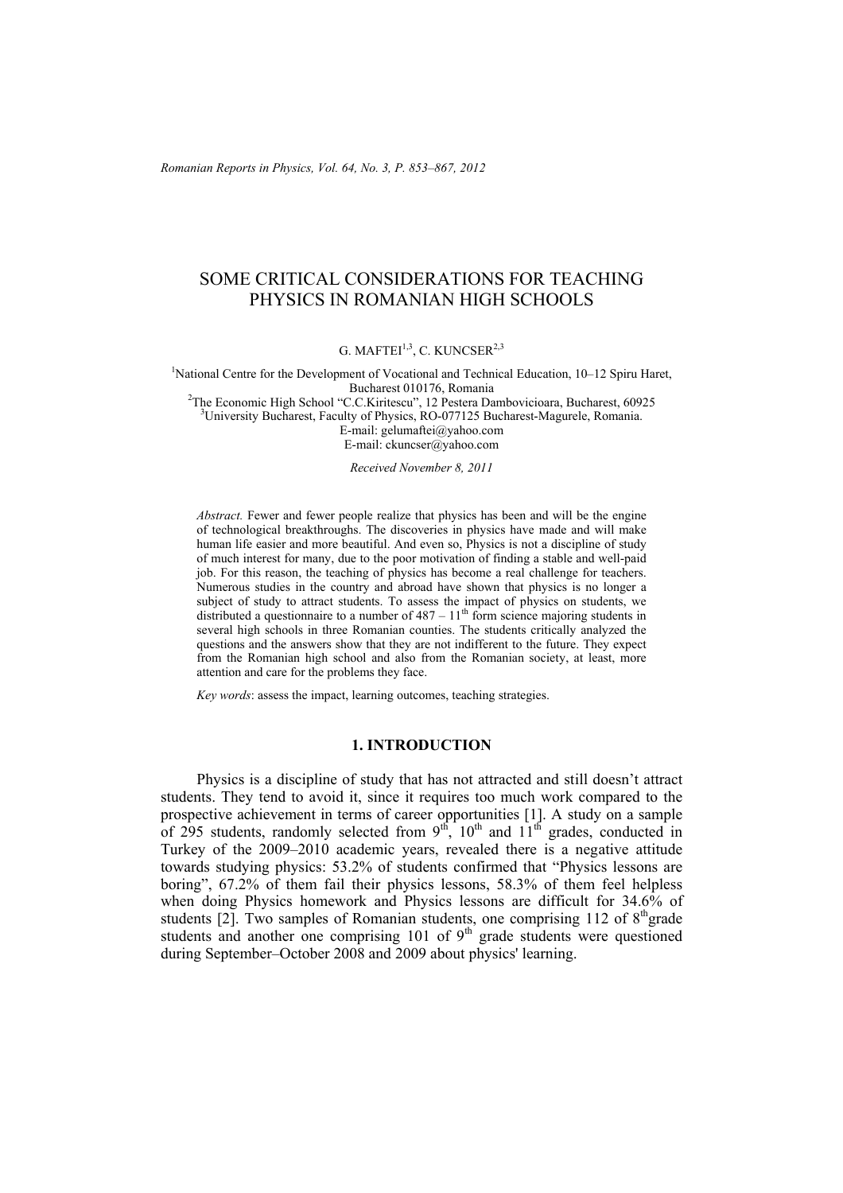# SOME CRITICAL CONSIDERATIONS FOR TEACHING PHYSICS IN ROMANIAN HIGH SCHOOLS

G. MAFTEI[1,3], C. KUNCSER[2,3]

[1]National Centre for the Development of Vocational and Technical Education, 10–12 Spiru Haret, Bucharest 010176, Romania
[2]The Economic High School "C.C.Kiritescu", 12 Pestera Dambovicioara, Bucharest, 60925
[3]University Bucharest, Faculty of Physics, RO-077125 Bucharest-Magurele, Romania.
E-mail: gelumaftei@yahoo.com
E-mail: ckuncser@yahoo.com

*Received November 8, 2011*

*Abstract.* Fewer and fewer people realize that physics has been and will be the engine of technological breakthroughs. The discoveries in physics have made and will make human life easier and more beautiful. And even so, Physics is not a discipline of study of much interest for many, due to the poor motivation of finding a stable and well-paid job. For this reason, the teaching of physics has become a real challenge for teachers. Numerous studies in the country and abroad have shown that physics is no longer a subject of study to attract students. To assess the impact of physics on students, we distributed a questionnaire to a number of 487 – 11th form science majoring students in several high schools in three Romanian counties. The students critically analyzed the questions and the answers show that they are not indifferent to the future. They expect from the Romanian high school and also from the Romanian society, at least, more attention and care for the problems they face.

*Key words*: assess the impact, learning outcomes, teaching strategies.

## 1. INTRODUCTION

Physics is a discipline of study that has not attracted and still doesn't attract students. They tend to avoid it, since it requires too much work compared to the prospective achievement in terms of career opportunities [1]. A study on a sample of 295 students, randomly selected from 9th, 10th and 11th grades, conducted in Turkey of the 2009–2010 academic years, revealed there is a negative attitude towards studying physics: 53.2% of students confirmed that "Physics lessons are boring", 67.2% of them fail their physics lessons, 58.3% of them feel helpless when doing Physics homework and Physics lessons are difficult for 34.6% of students [2]. Two samples of Romanian students, one comprising 112 of 8th grade students and another one comprising 101 of 9th grade students were questioned during September–October 2008 and 2009 about physics' learning.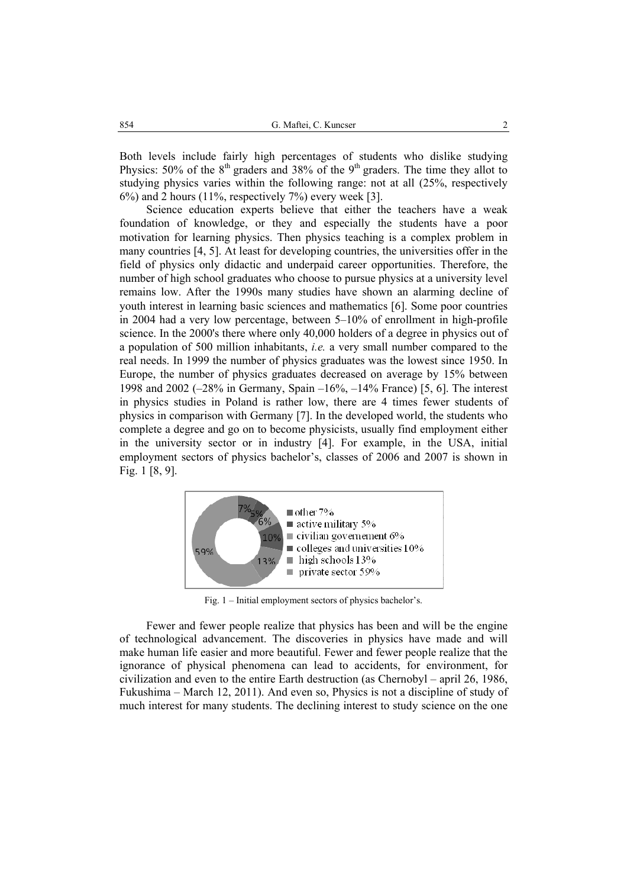Both levels include fairly high percentages of students who dislike studying Physics: 50% of the 8th graders and 38% of the 9th graders. The time they allot to studying physics varies within the following range: not at all (25%, respectively 6%) and 2 hours (11%, respectively 7%) every week [3].

Science education experts believe that either the teachers have a weak foundation of knowledge, or they and especially the students have a poor motivation for learning physics. Then physics teaching is a complex problem in many countries [4, 5]. At least for developing countries, the universities offer in the field of physics only didactic and underpaid career opportunities. Therefore, the number of high school graduates who choose to pursue physics at a university level remains low. After the 1990s many studies have shown an alarming decline of youth interest in learning basic sciences and mathematics [6]. Some poor countries in 2004 had a very low percentage, between 5–10% of enrollment in high-profile science. In the 2000's there where only 40,000 holders of a degree in physics out of a population of 500 million inhabitants, *i.e.* a very small number compared to the real needs. In 1999 the number of physics graduates was the lowest since 1950. In Europe, the number of physics graduates decreased on average by 15% between 1998 and 2002 (–28% in Germany, Spain –16%, –14% France) [5, 6]. The interest in physics studies in Poland is rather low, there are 4 times fewer students of physics in comparison with Germany [7]. In the developed world, the students who complete a degree and go on to become physicists, usually find employment either in the university sector or in industry [4]. For example, in the USA, initial employment sectors of physics bachelor's, classes of 2006 and 2007 is shown in Fig. 1 [8, 9].

- other 7%
- active military 5%
- civilian governement 6%
- colleges and universities 10%
- high schools 13%
- private sector 59%

Fig. 1 – Initial employment sectors of physics bachelor's.

Fewer and fewer people realize that physics has been and will be the engine of technological advancement. The discoveries in physics have made and will make human life easier and more beautiful. Fewer and fewer people realize that the ignorance of physical phenomena can lead to accidents, for environment, for civilization and even to the entire Earth destruction (as Chernobyl – april 26, 1986, Fukushima – March 12, 2011). And even so, Physics is not a discipline of study of much interest for many students. The declining interest to study science on the one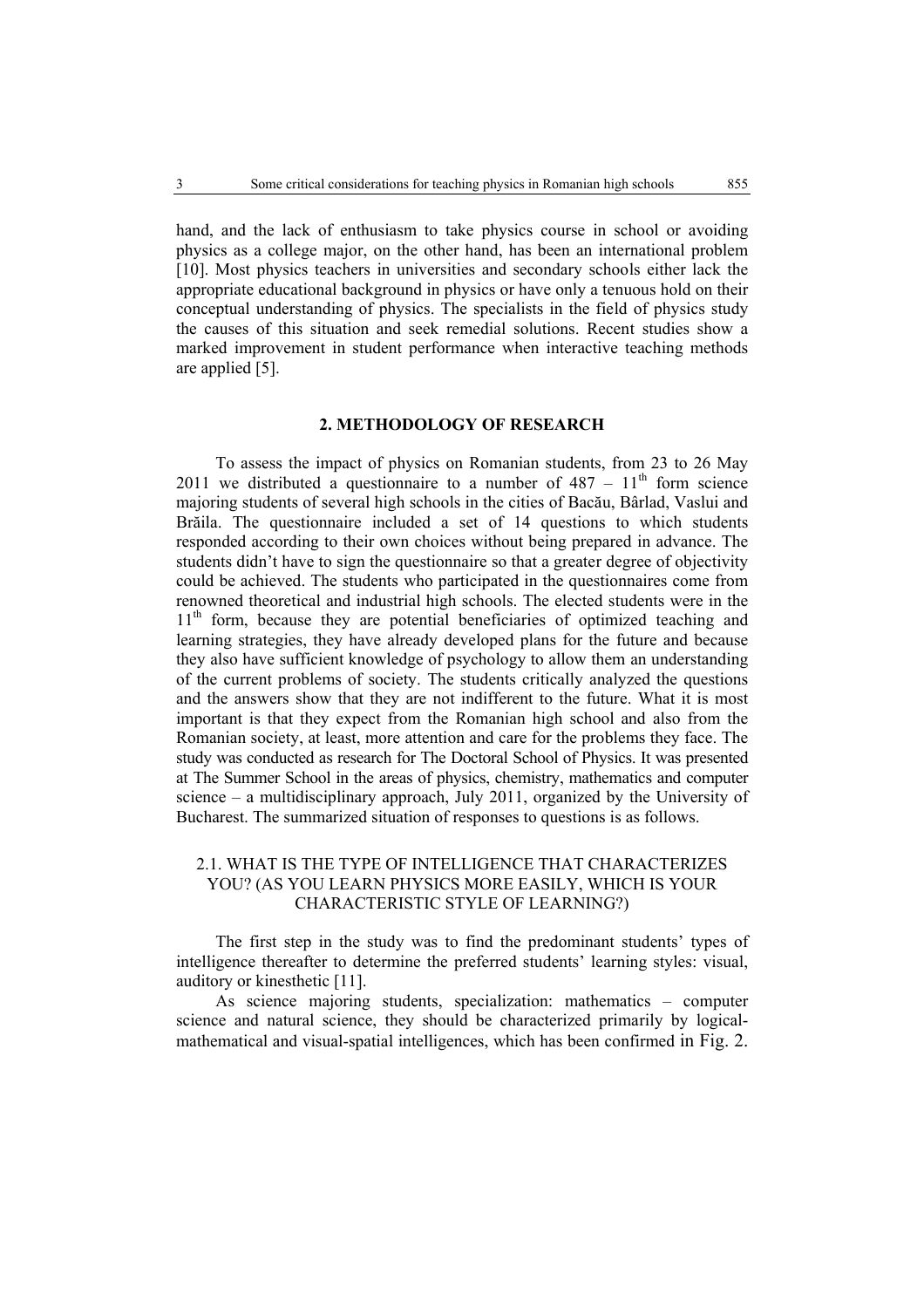hand, and the lack of enthusiasm to take physics course in school or avoiding physics as a college major, on the other hand, has been an international problem [10]. Most physics teachers in universities and secondary schools either lack the appropriate educational background in physics or have only a tenuous hold on their conceptual understanding of physics. The specialists in the field of physics study the causes of this situation and seek remedial solutions. Recent studies show a marked improvement in student performance when interactive teaching methods are applied [5].

## 2. METHODOLOGY OF RESEARCH

To assess the impact of physics on Romanian students, from 23 to 26 May 2011 we distributed a questionnaire to a number of 487 – 11th form science majoring students of several high schools in the cities of Bacău, Bârlad, Vaslui and Brăila. The questionnaire included a set of 14 questions to which students responded according to their own choices without being prepared in advance. The students didn't have to sign the questionnaire so that a greater degree of objectivity could be achieved. The students who participated in the questionnaires come from renowned theoretical and industrial high schools. The elected students were in the 11th form, because they are potential beneficiaries of optimized teaching and learning strategies, they have already developed plans for the future and because they also have sufficient knowledge of psychology to allow them an understanding of the current problems of society. The students critically analyzed the questions and the answers show that they are not indifferent to the future. What it is most important is that they expect from the Romanian high school and also from the Romanian society, at least, more attention and care for the problems they face. The study was conducted as research for The Doctoral School of Physics. It was presented at The Summer School in the areas of physics, chemistry, mathematics and computer science – a multidisciplinary approach, July 2011, organized by the University of Bucharest. The summarized situation of responses to questions is as follows.

### 2.1. WHAT IS THE TYPE OF INTELLIGENCE THAT CHARACTERIZES YOU? (AS YOU LEARN PHYSICS MORE EASILY, WHICH IS YOUR CHARACTERISTIC STYLE OF LEARNING?)

The first step in the study was to find the predominant students' types of intelligence thereafter to determine the preferred students' learning styles: visual, auditory or kinesthetic [11].

As science majoring students, specialization: mathematics – computer science and natural science, they should be characterized primarily by logical-mathematical and visual-spatial intelligences, which has been confirmed in Fig. 2.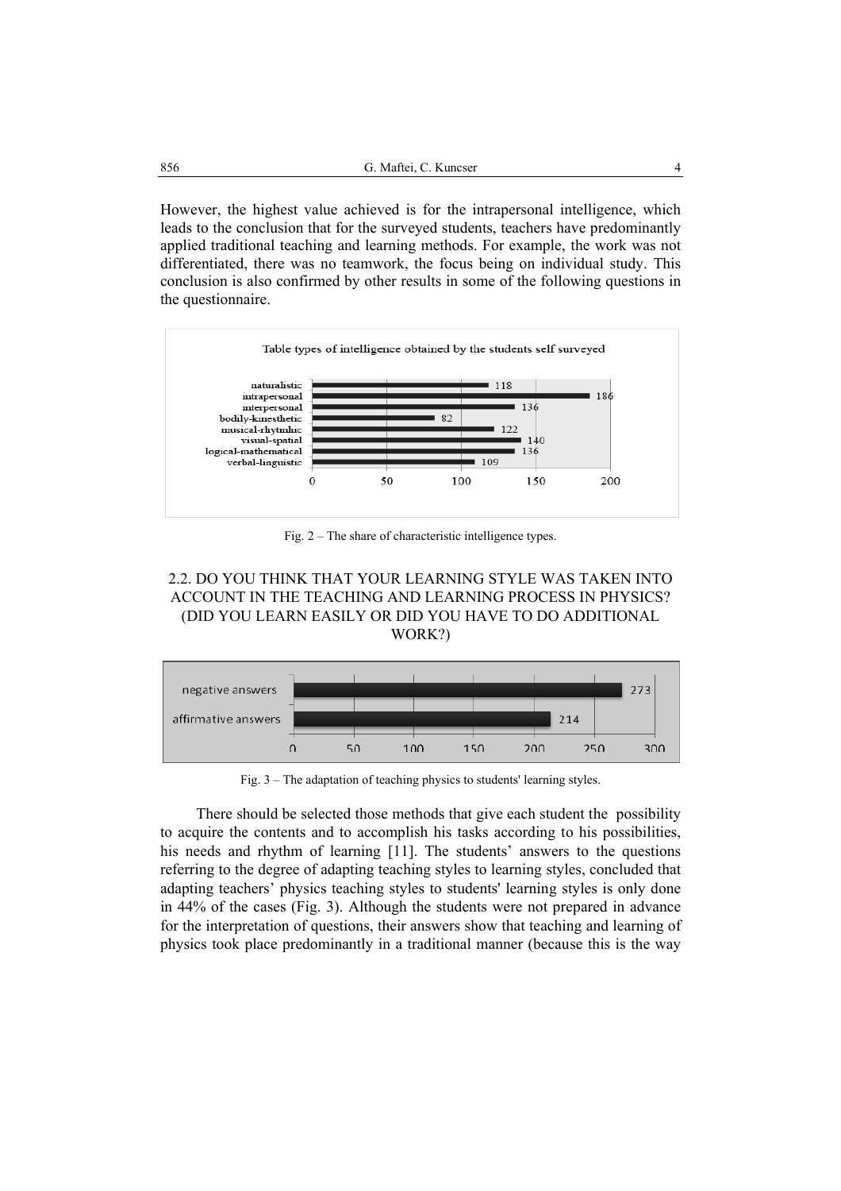However, the highest value achieved is for the intrapersonal intelligence, which leads to the conclusion that for the surveyed students, teachers have predominantly applied traditional teaching and learning methods. For example, the work was not differentiated, there was no teamwork, the focus being on individual study. This conclusion is also confirmed by other results in some of the following questions in the questionnaire.

Table types of intelligence obtained by the students self surveyed

| Intelligence type | Value |
|---|---|
| naturalistic | 118 |
| intrapersonal | 186 |
| interpersonal | 136 |
| bodily-kinesthetic | 82 |
| musical-rhytmhic | 122 |
| visual-spatial | 140 |
| logical-mathematical | 136 |
| verbal-linguistic | 109 |

Fig. 2 – The share of characteristic intelligence types.

## 2.2. DO YOU THINK THAT YOUR LEARNING STYLE WAS TAKEN INTO ACCOUNT IN THE TEACHING AND LEARNING PROCESS IN PHYSICS? (DID YOU LEARN EASILY OR DID YOU HAVE TO DO ADDITIONAL WORK?)

| Answer | Count |
|---|---|
| negative answers | 273 |
| affirmative answers | 214 |

Fig. 3 – The adaptation of teaching physics to students' learning styles.

There should be selected those methods that give each student the possibility to acquire the contents and to accomplish his tasks according to his possibilities, his needs and rhythm of learning [11]. The students' answers to the questions referring to the degree of adapting teaching styles to learning styles, concluded that adapting teachers' physics teaching styles to students' learning styles is only done in 44% of the cases (Fig. 3). Although the students were not prepared in advance for the interpretation of questions, their answers show that teaching and learning of physics took place predominantly in a traditional manner (because this is the way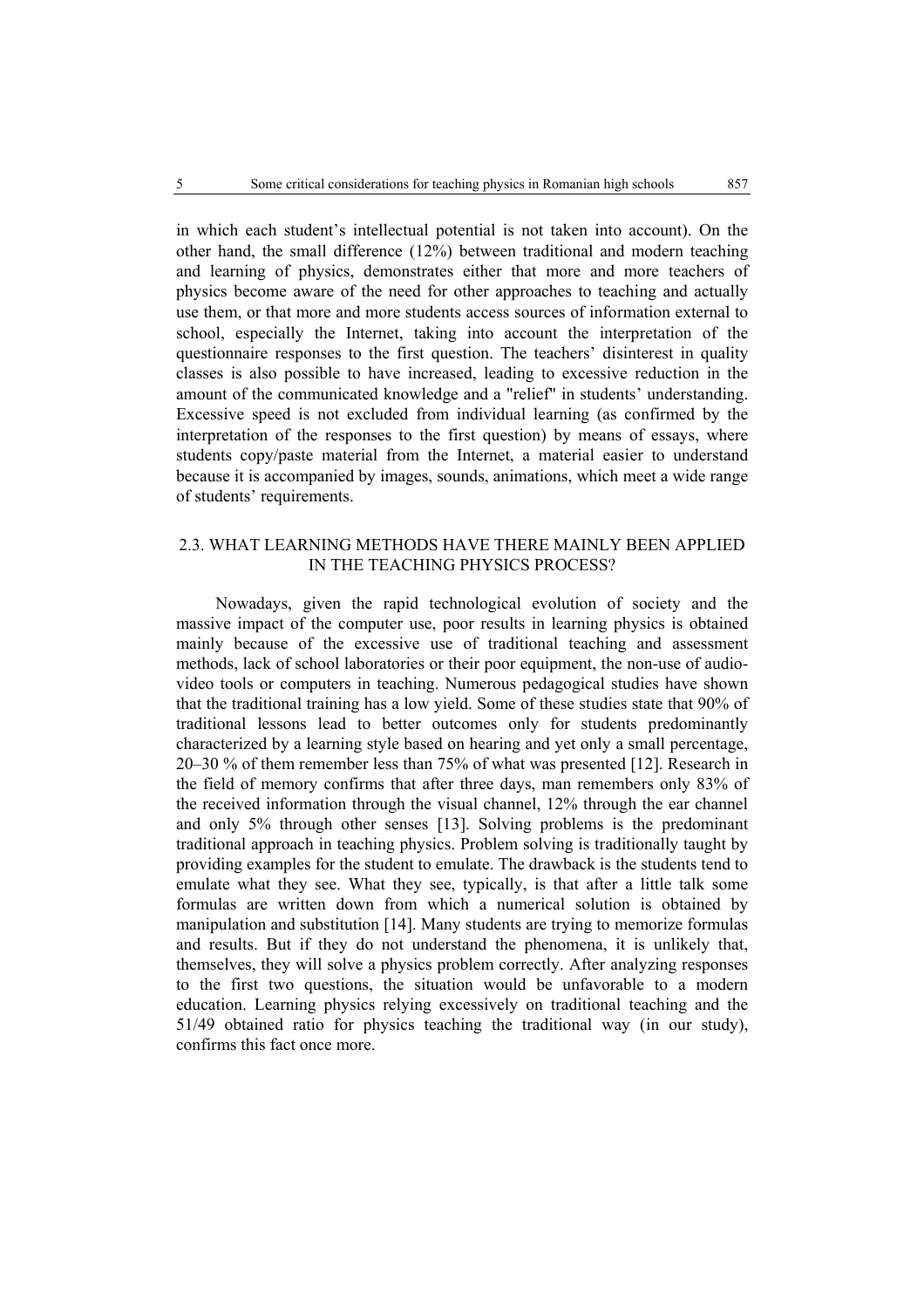in which each student's intellectual potential is not taken into account). On the other hand, the small difference (12%) between traditional and modern teaching and learning of physics, demonstrates either that more and more teachers of physics become aware of the need for other approaches to teaching and actually use them, or that more and more students access sources of information external to school, especially the Internet, taking into account the interpretation of the questionnaire responses to the first question. The teachers' disinterest in quality classes is also possible to have increased, leading to excessive reduction in the amount of the communicated knowledge and a "relief" in students' understanding. Excessive speed is not excluded from individual learning (as confirmed by the interpretation of the responses to the first question) by means of essays, where students copy/paste material from the Internet, a material easier to understand because it is accompanied by images, sounds, animations, which meet a wide range of students' requirements.

### 2.3. WHAT LEARNING METHODS HAVE THERE MAINLY BEEN APPLIED IN THE TEACHING PHYSICS PROCESS?

Nowadays, given the rapid technological evolution of society and the massive impact of the computer use, poor results in learning physics is obtained mainly because of the excessive use of traditional teaching and assessment methods, lack of school laboratories or their poor equipment, the non-use of audio-video tools or computers in teaching. Numerous pedagogical studies have shown that the traditional training has a low yield. Some of these studies state that 90% of traditional lessons lead to better outcomes only for students predominantly characterized by a learning style based on hearing and yet only a small percentage, 20–30 % of them remember less than 75% of what was presented [12]. Research in the field of memory confirms that after three days, man remembers only 83% of the received information through the visual channel, 12% through the ear channel and only 5% through other senses [13]. Solving problems is the predominant traditional approach in teaching physics. Problem solving is traditionally taught by providing examples for the student to emulate. The drawback is the students tend to emulate what they see. What they see, typically, is that after a little talk some formulas are written down from which a numerical solution is obtained by manipulation and substitution [14]. Many students are trying to memorize formulas and results. But if they do not understand the phenomena, it is unlikely that, themselves, they will solve a physics problem correctly. After analyzing responses to the first two questions, the situation would be unfavorable to a modern education. Learning physics relying excessively on traditional teaching and the 51/49 obtained ratio for physics teaching the traditional way (in our study), confirms this fact once more.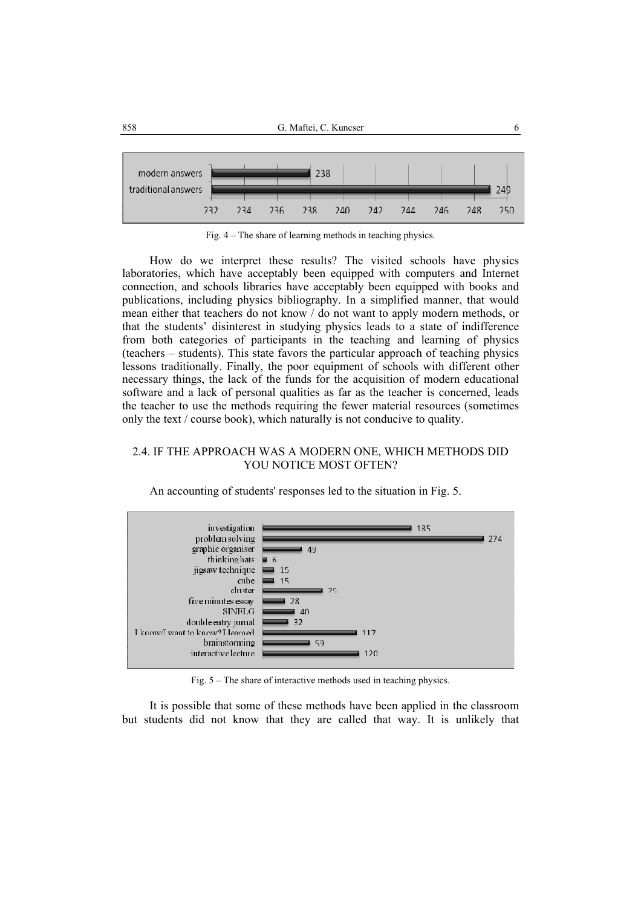Fig. 4 – The share of learning methods in teaching physics.

How do we interpret these results? The visited schools have physics laboratories, which have acceptably been equipped with computers and Internet connection, and schools libraries have acceptably been equipped with books and publications, including physics bibliography. In a simplified manner, that would mean either that teachers do not know / do not want to apply modern methods, or that the students' disinterest in studying physics leads to a state of indifference from both categories of participants in the teaching and learning of physics (teachers – students). This state favors the particular approach of teaching physics lessons traditionally. Finally, the poor equipment of schools with different other necessary things, the lack of the funds for the acquisition of modern educational software and a lack of personal qualities as far as the teacher is concerned, leads the teacher to use the methods requiring the fewer material resources (sometimes only the text / course book), which naturally is not conducive to quality.

## 2.4. IF THE APPROACH WAS A MODERN ONE, WHICH METHODS DID YOU NOTICE MOST OFTEN?

An accounting of students' responses led to the situation in Fig. 5.

Fig. 5 – The share of interactive methods used in teaching physics.

It is possible that some of these methods have been applied in the classroom but students did not know that they are called that way. It is unlikely that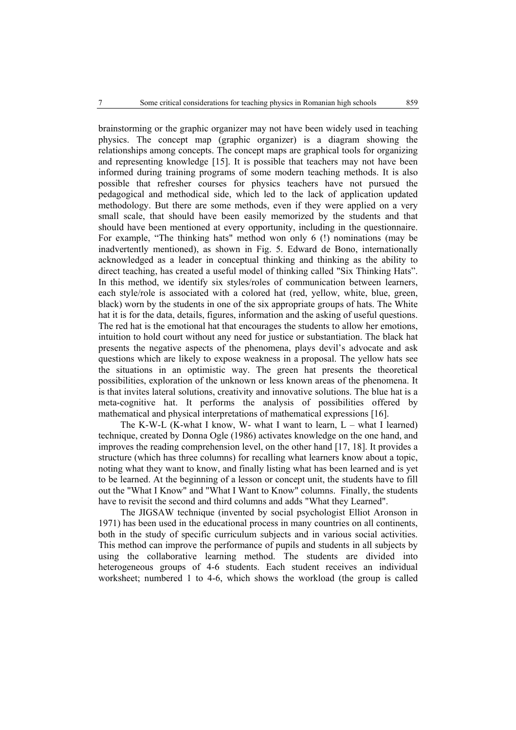brainstorming or the graphic organizer may not have been widely used in teaching physics. The concept map (graphic organizer) is a diagram showing the relationships among concepts. The concept maps are graphical tools for organizing and representing knowledge [15]. It is possible that teachers may not have been informed during training programs of some modern teaching methods. It is also possible that refresher courses for physics teachers have not pursued the pedagogical and methodical side, which led to the lack of application updated methodology. But there are some methods, even if they were applied on a very small scale, that should have been easily memorized by the students and that should have been mentioned at every opportunity, including in the questionnaire. For example, "The thinking hats" method won only 6 (!) nominations (may be inadvertently mentioned), as shown in Fig. 5. Edward de Bono, internationally acknowledged as a leader in conceptual thinking and thinking as the ability to direct teaching, has created a useful model of thinking called "Six Thinking Hats". In this method, we identify six styles/roles of communication between learners, each style/role is associated with a colored hat (red, yellow, white, blue, green, black) worn by the students in one of the six appropriate groups of hats. The White hat it is for the data, details, figures, information and the asking of useful questions. The red hat is the emotional hat that encourages the students to allow her emotions, intuition to hold court without any need for justice or substantiation. The black hat presents the negative aspects of the phenomena, plays devil's advocate and ask questions which are likely to expose weakness in a proposal. The yellow hats see the situations in an optimistic way. The green hat presents the theoretical possibilities, exploration of the unknown or less known areas of the phenomena. It is that invites lateral solutions, creativity and innovative solutions. The blue hat is a meta-cognitive hat. It performs the analysis of possibilities offered by mathematical and physical interpretations of mathematical expressions [16].

The K-W-L (K-what I know, W- what I want to learn, L – what I learned) technique, created by Donna Ogle (1986) activates knowledge on the one hand, and improves the reading comprehension level, on the other hand [17, 18]. It provides a structure (which has three columns) for recalling what learners know about a topic, noting what they want to know, and finally listing what has been learned and is yet to be learned. At the beginning of a lesson or concept unit, the students have to fill out the "What I Know" and "What I Want to Know" columns. Finally, the students have to revisit the second and third columns and adds "What they Learned".

The JIGSAW technique (invented by social psychologist Elliot Aronson in 1971) has been used in the educational process in many countries on all continents, both in the study of specific curriculum subjects and in various social activities. This method can improve the performance of pupils and students in all subjects by using the collaborative learning method. The students are divided into heterogeneous groups of 4-6 students. Each student receives an individual worksheet; numbered 1 to 4-6, which shows the workload (the group is called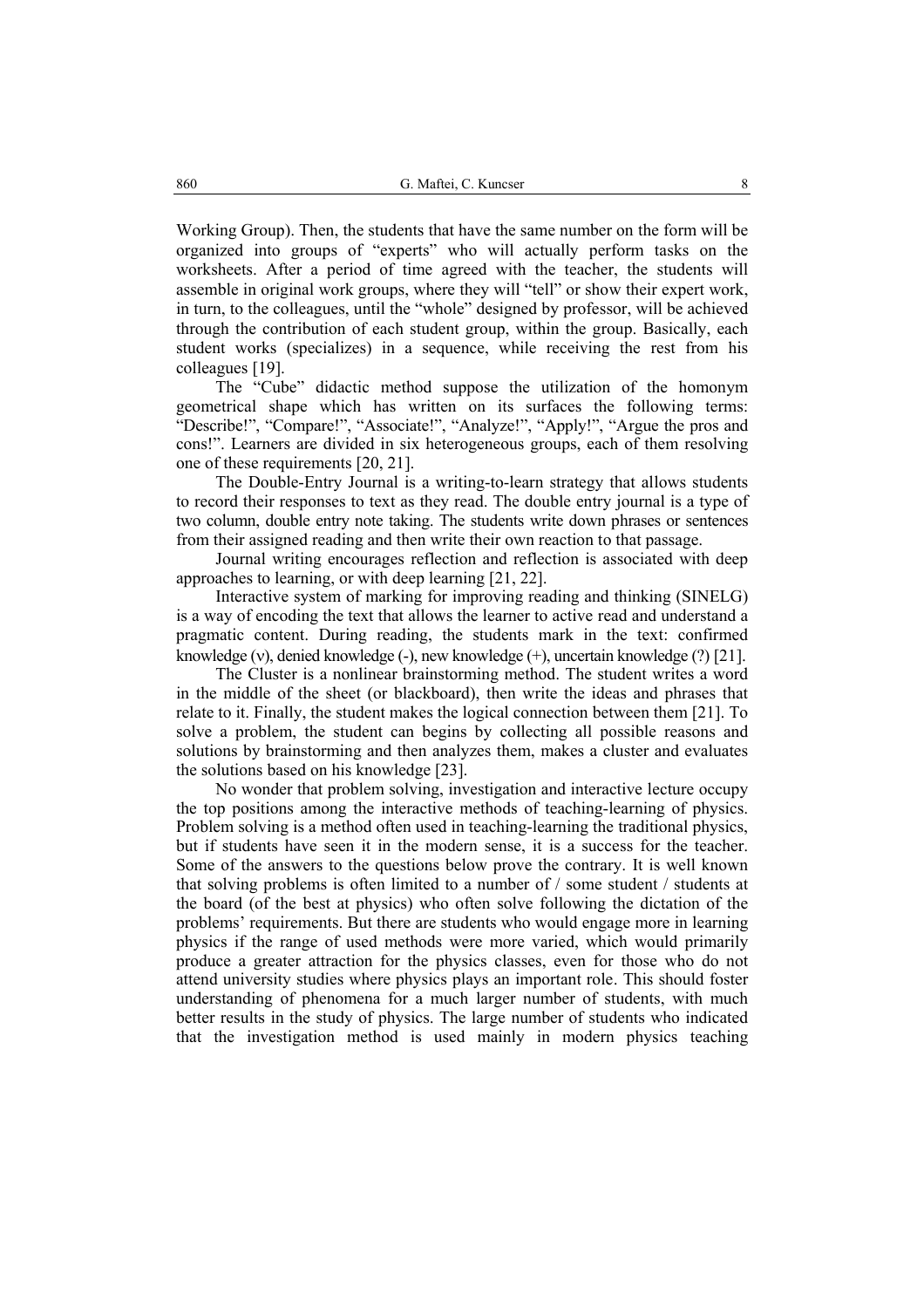Working Group). Then, the students that have the same number on the form will be organized into groups of "experts" who will actually perform tasks on the worksheets. After a period of time agreed with the teacher, the students will assemble in original work groups, where they will "tell" or show their expert work, in turn, to the colleagues, until the "whole" designed by professor, will be achieved through the contribution of each student group, within the group. Basically, each student works (specializes) in a sequence, while receiving the rest from his colleagues [19].

The "Cube" didactic method suppose the utilization of the homonym geometrical shape which has written on its surfaces the following terms: "Describe!", "Compare!", "Associate!", "Analyze!", "Apply!", "Argue the pros and cons!". Learners are divided in six heterogeneous groups, each of them resolving one of these requirements [20, 21].

The Double-Entry Journal is a writing-to-learn strategy that allows students to record their responses to text as they read. The double entry journal is a type of two column, double entry note taking. The students write down phrases or sentences from their assigned reading and then write their own reaction to that passage.

Journal writing encourages reflection and reflection is associated with deep approaches to learning, or with deep learning [21, 22].

Interactive system of marking for improving reading and thinking (SINELG) is a way of encoding the text that allows the learner to active read and understand a pragmatic content. During reading, the students mark in the text: confirmed knowledge (v), denied knowledge (-), new knowledge (+), uncertain knowledge (?) [21].

The Cluster is a nonlinear brainstorming method. The student writes a word in the middle of the sheet (or blackboard), then write the ideas and phrases that relate to it. Finally, the student makes the logical connection between them [21]. To solve a problem, the student can begins by collecting all possible reasons and solutions by brainstorming and then analyzes them, makes a cluster and evaluates the solutions based on his knowledge [23].

No wonder that problem solving, investigation and interactive lecture occupy the top positions among the interactive methods of teaching-learning of physics. Problem solving is a method often used in teaching-learning the traditional physics, but if students have seen it in the modern sense, it is a success for the teacher. Some of the answers to the questions below prove the contrary. It is well known that solving problems is often limited to a number of / some student / students at the board (of the best at physics) who often solve following the dictation of the problems' requirements. But there are students who would engage more in learning physics if the range of used methods were more varied, which would primarily produce a greater attraction for the physics classes, even for those who do not attend university studies where physics plays an important role. This should foster understanding of phenomena for a much larger number of students, with much better results in the study of physics. The large number of students who indicated that the investigation method is used mainly in modern physics teaching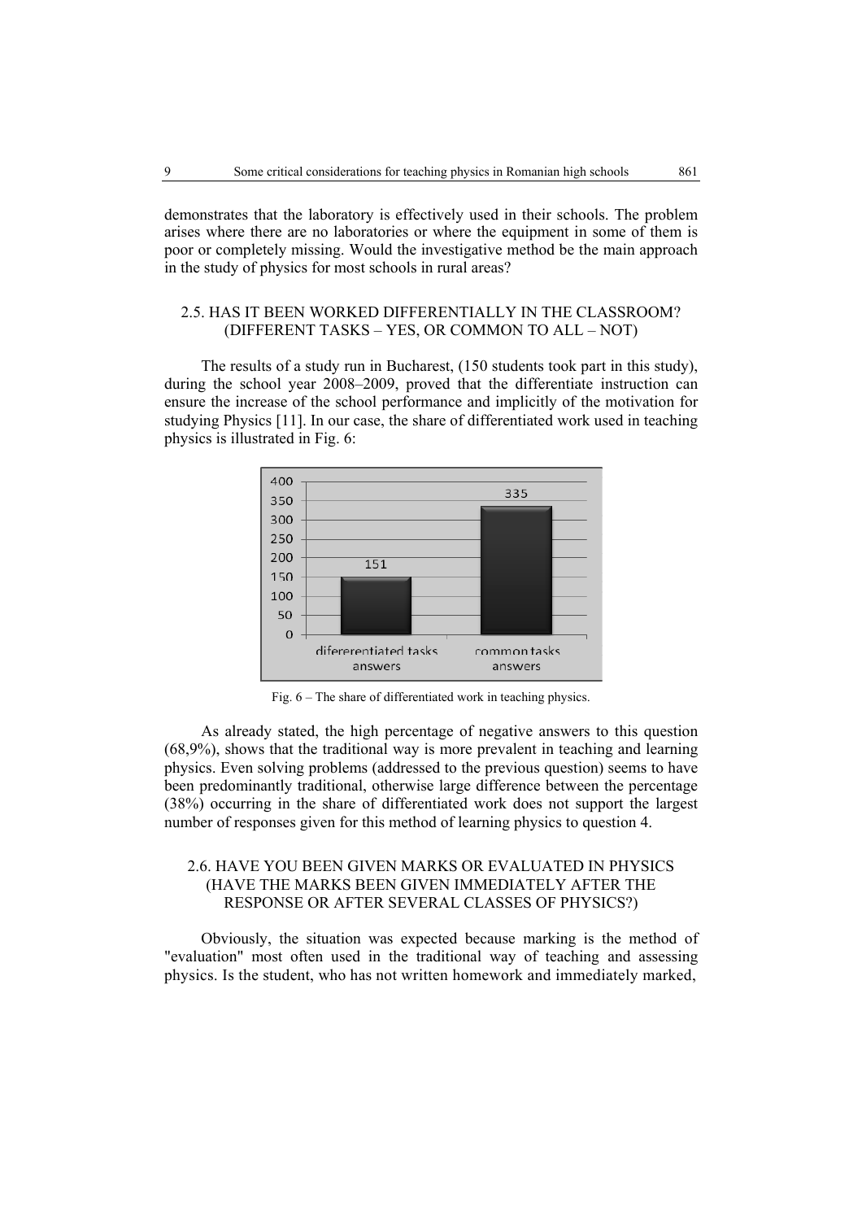demonstrates that the laboratory is effectively used in their schools. The problem arises where there are no laboratories or where the equipment in some of them is poor or completely missing. Would the investigative method be the main approach in the study of physics for most schools in rural areas?

### 2.5. HAS IT BEEN WORKED DIFFERENTIALLY IN THE CLASSROOM? (DIFFERENT TASKS – YES, OR COMMON TO ALL – NOT)

The results of a study run in Bucharest, (150 students took part in this study), during the school year 2008–2009, proved that the differentiate instruction can ensure the increase of the school performance and implicitly of the motivation for studying Physics [11]. In our case, the share of differentiated work used in teaching physics is illustrated in Fig. 6:

| | differentiated tasks answers | common tasks answers |
|---|---|---|
| Count | 151 | 335 |

Fig. 6 – The share of differentiated work in teaching physics.

As already stated, the high percentage of negative answers to this question (68,9%), shows that the traditional way is more prevalent in teaching and learning physics. Even solving problems (addressed to the previous question) seems to have been predominantly traditional, otherwise large difference between the percentage (38%) occurring in the share of differentiated work does not support the largest number of responses given for this method of learning physics to question 4.

### 2.6. HAVE YOU BEEN GIVEN MARKS OR EVALUATED IN PHYSICS (HAVE THE MARKS BEEN GIVEN IMMEDIATELY AFTER THE RESPONSE OR AFTER SEVERAL CLASSES OF PHYSICS?)

Obviously, the situation was expected because marking is the method of "evaluation" most often used in the traditional way of teaching and assessing physics. Is the student, who has not written homework and immediately marked,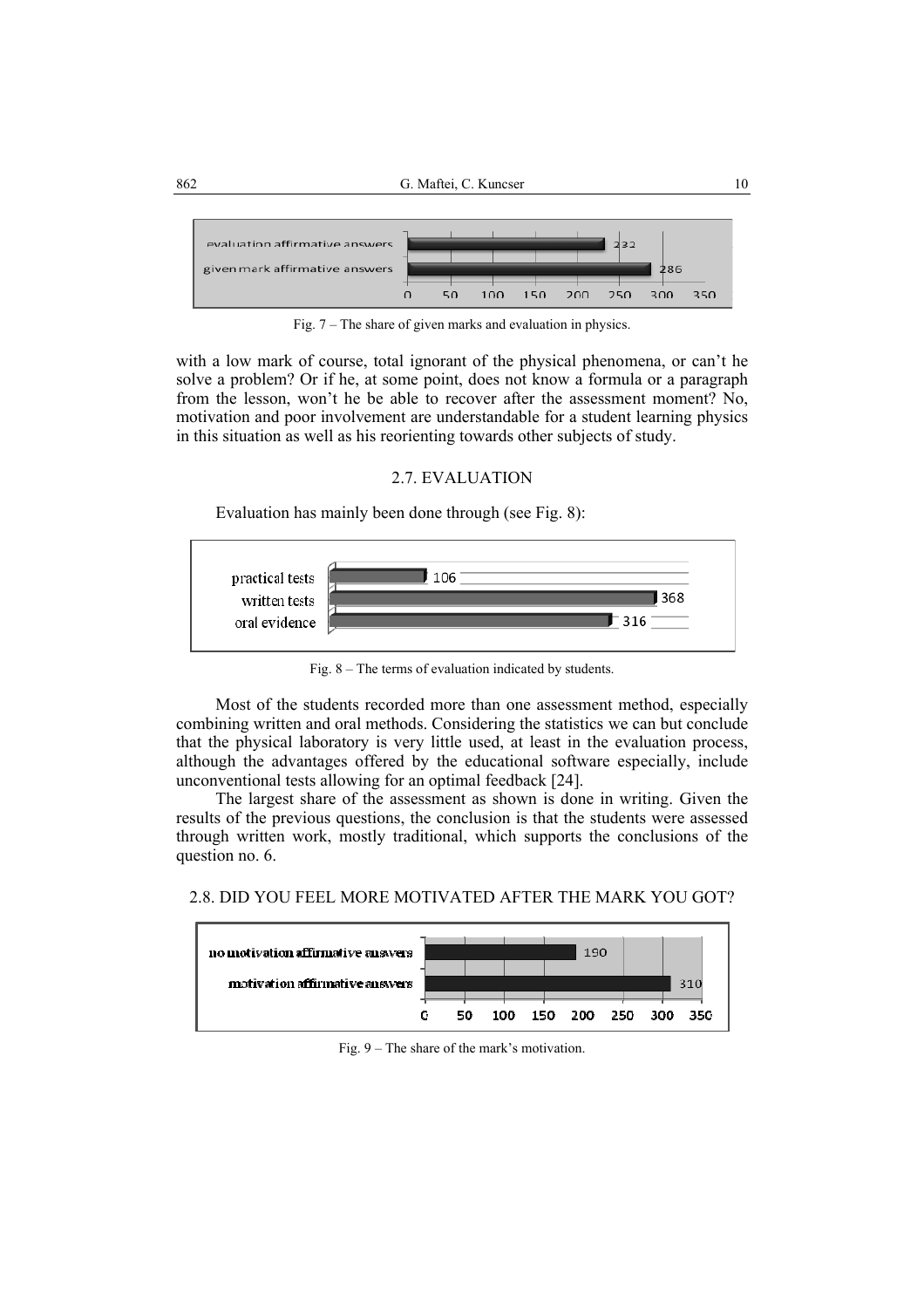Fig. 7 – The share of given marks and evaluation in physics.

with a low mark of course, total ignorant of the physical phenomena, or can't he solve a problem? Or if he, at some point, does not know a formula or a paragraph from the lesson, won't he be able to recover after the assessment moment? No, motivation and poor involvement are understandable for a student learning physics in this situation as well as his reorienting towards other subjects of study.

## 2.7. EVALUATION

Evaluation has mainly been done through (see Fig. 8):

Fig. 8 – The terms of evaluation indicated by students.

Most of the students recorded more than one assessment method, especially combining written and oral methods. Considering the statistics we can but conclude that the physical laboratory is very little used, at least in the evaluation process, although the advantages offered by the educational software especially, include unconventional tests allowing for an optimal feedback [24].

The largest share of the assessment as shown is done in writing. Given the results of the previous questions, the conclusion is that the students were assessed through written work, mostly traditional, which supports the conclusions of the question no. 6.

## 2.8. DID YOU FEEL MORE MOTIVATED AFTER THE MARK YOU GOT?

Fig. 9 – The share of the mark's motivation.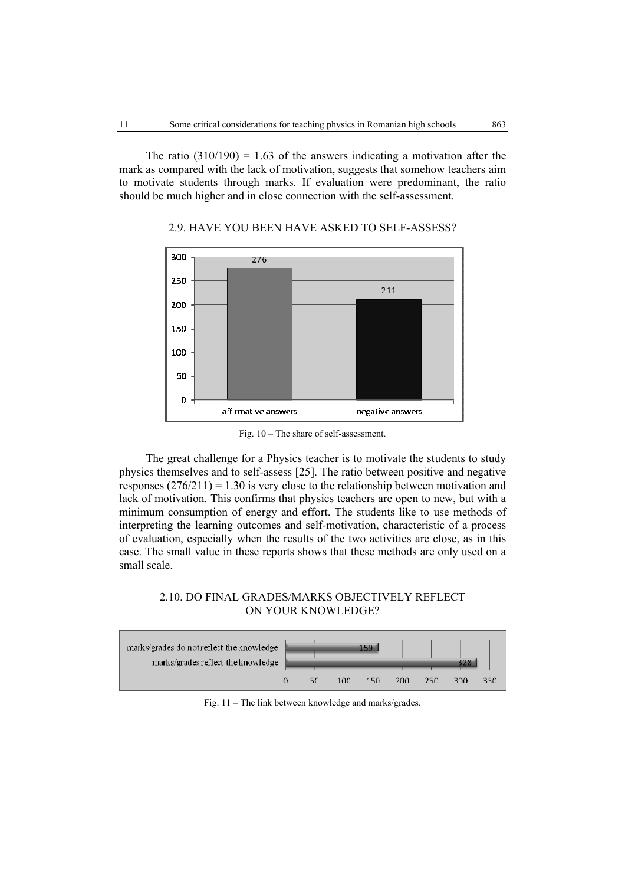The ratio (310/190) = 1.63 of the answers indicating a motivation after the mark as compared with the lack of motivation, suggests that somehow teachers aim to motivate students through marks. If evaluation were predominant, the ratio should be much higher and in close connection with the self-assessment.

### 2.9. HAVE YOU BEEN HAVE ASKED TO SELF-ASSESS?

Fig. 10 – The share of self-assessment.

The great challenge for a Physics teacher is to motivate the students to study physics themselves and to self-assess [25]. The ratio between positive and negative responses (276/211) = 1.30 is very close to the relationship between motivation and lack of motivation. This confirms that physics teachers are open to new, but with a minimum consumption of energy and effort. The students like to use methods of interpreting the learning outcomes and self-motivation, characteristic of a process of evaluation, especially when the results of the two activities are close, as in this case. The small value in these reports shows that these methods are only used on a small scale.

### 2.10. DO FINAL GRADES/MARKS OBJECTIVELY REFLECT ON YOUR KNOWLEDGE?

Fig. 11 – The link between knowledge and marks/grades.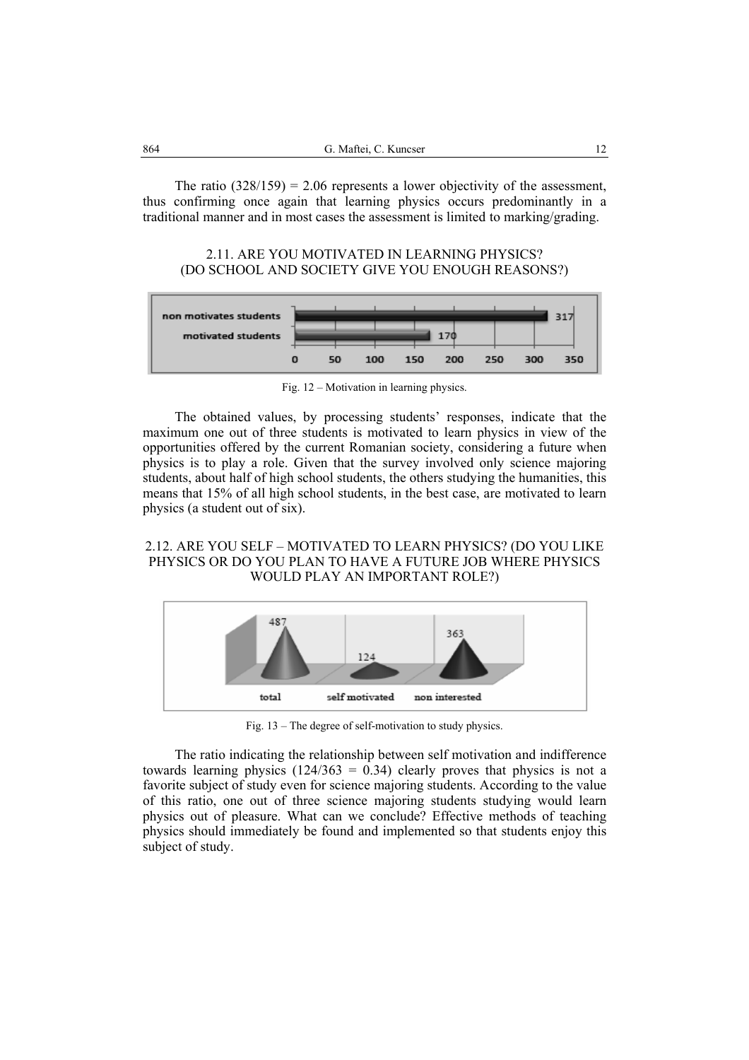The ratio (328/159) = 2.06 represents a lower objectivity of the assessment, thus confirming once again that learning physics occurs predominantly in a traditional manner and in most cases the assessment is limited to marking/grading.

## 2.11. ARE YOU MOTIVATED IN LEARNING PHYSICS? (DO SCHOOL AND SOCIETY GIVE YOU ENOUGH REASONS?)

Fig. 12 – Motivation in learning physics.

The obtained values, by processing students' responses, indicate that the maximum one out of three students is motivated to learn physics in view of the opportunities offered by the current Romanian society, considering a future when physics is to play a role. Given that the survey involved only science majoring students, about half of high school students, the others studying the humanities, this means that 15% of all high school students, in the best case, are motivated to learn physics (a student out of six).

## 2.12. ARE YOU SELF – MOTIVATED TO LEARN PHYSICS? (DO YOU LIKE PHYSICS OR DO YOU PLAN TO HAVE A FUTURE JOB WHERE PHYSICS WOULD PLAY AN IMPORTANT ROLE?)

Fig. 13 – The degree of self-motivation to study physics.

The ratio indicating the relationship between self motivation and indifference towards learning physics (124/363 = 0.34) clearly proves that physics is not a favorite subject of study even for science majoring students. According to the value of this ratio, one out of three science majoring students studying would learn physics out of pleasure. What can we conclude? Effective methods of teaching physics should immediately be found and implemented so that students enjoy this subject of study.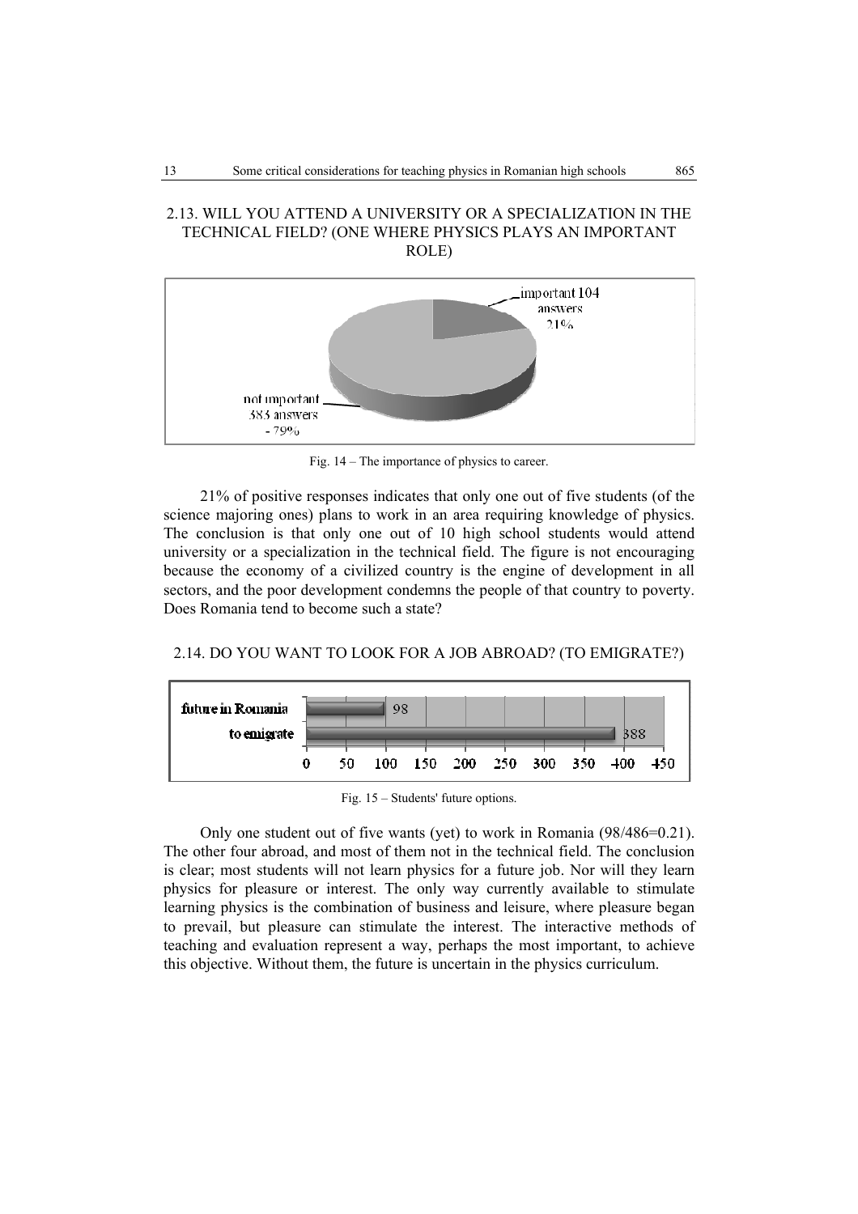## 2.13. WILL YOU ATTEND A UNIVERSITY OR A SPECIALIZATION IN THE TECHNICAL FIELD? (ONE WHERE PHYSICS PLAYS AN IMPORTANT ROLE)

Fig. 14 – The importance of physics to career.

21% of positive responses indicates that only one out of five students (of the science majoring ones) plans to work in an area requiring knowledge of physics. The conclusion is that only one out of 10 high school students would attend university or a specialization in the technical field. The figure is not encouraging because the economy of a civilized country is the engine of development in all sectors, and the poor development condemns the people of that country to poverty. Does Romania tend to become such a state?

## 2.14. DO YOU WANT TO LOOK FOR A JOB ABROAD? (TO EMIGRATE?)

Fig. 15 – Students' future options.

Only one student out of five wants (yet) to work in Romania (98/486=0.21). The other four abroad, and most of them not in the technical field. The conclusion is clear; most students will not learn physics for a future job. Nor will they learn physics for pleasure or interest. The only way currently available to stimulate learning physics is the combination of business and leisure, where pleasure began to prevail, but pleasure can stimulate the interest. The interactive methods of teaching and evaluation represent a way, perhaps the most important, to achieve this objective. Without them, the future is uncertain in the physics curriculum.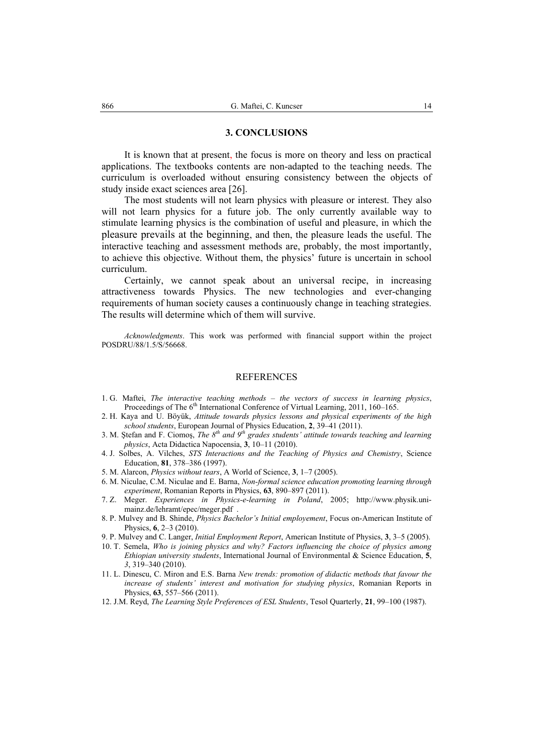## 3. CONCLUSIONS

It is known that at present, the focus is more on theory and less on practical applications. The textbooks contents are non-adapted to the teaching needs. The curriculum is overloaded without ensuring consistency between the objects of study inside exact sciences area [26].

The most students will not learn physics with pleasure or interest. They also will not learn physics for a future job. The only currently available way to stimulate learning physics is the combination of useful and pleasure, in which the pleasure prevails at the beginning, and then, the pleasure leads the useful. The interactive teaching and assessment methods are, probably, the most importantly, to achieve this objective. Without them, the physics' future is uncertain in school curriculum.

Certainly, we cannot speak about an universal recipe, in increasing attractiveness towards Physics. The new technologies and ever-changing requirements of human society causes a continuously change in teaching strategies. The results will determine which of them will survive.

*Acknowledgments*. This work was performed with financial support within the project POSDRU/88/1.5/S/56668.

## REFERENCES

1. G. Maftei, *The interactive teaching methods – the vectors of success in learning physics*, Proceedings of The 6th International Conference of Virtual Learning, 2011, 160–165.
2. H. Kaya and U. Böyük, *Attitude towards physics lessons and physical experiments of the high school students*, European Journal of Physics Education, **2**, 39–41 (2011).
3. M. Ştefan and F. Ciomoş, *The 8th and 9th grades students' attitude towards teaching and learning physics*, Acta Didactica Napocensia, **3**, 10–11 (2010).
4. J. Solbes, A. Vilches, *STS Interactions and the Teaching of Physics and Chemistry*, Science Education, **81**, 378–386 (1997).
5. M. Alarcon, *Physics without tears*, A World of Science, **3**, 1–7 (2005).
6. M. Niculae, C.M. Niculae and E. Barna, *Non-formal science education promoting learning through experiment*, Romanian Reports in Physics, **63**, 890–897 (2011).
7. Z. Meger. *Experiences in Physics-e-learning in Poland*, 2005; http://www.physik.uni-mainz.de/lehramt/epec/meger.pdf .
8. P. Mulvey and B. Shinde, *Physics Bachelor's Initial employement*, Focus on-American Institute of Physics, **6**, 2–3 (2010).
9. P. Mulvey and C. Langer, *Initial Employment Report*, American Institute of Physics, **3**, 3–5 (2005).
10. T. Semela, *Who is joining physics and why? Factors influencing the choice of physics among Ethiopian university students*, International Journal of Environmental & Science Education, **5**, *3*, 319–340 (2010).
11. L. Dinescu, C. Miron and E.S. Barna *New trends: promotion of didactic methods that favour the increase of students' interest and motivation for studying physics*, Romanian Reports in Physics, **63**, 557–566 (2011).
12. J.M. Reyd, *The Learning Style Preferences of ESL Students*, Tesol Quarterly, **21**, 99–100 (1987).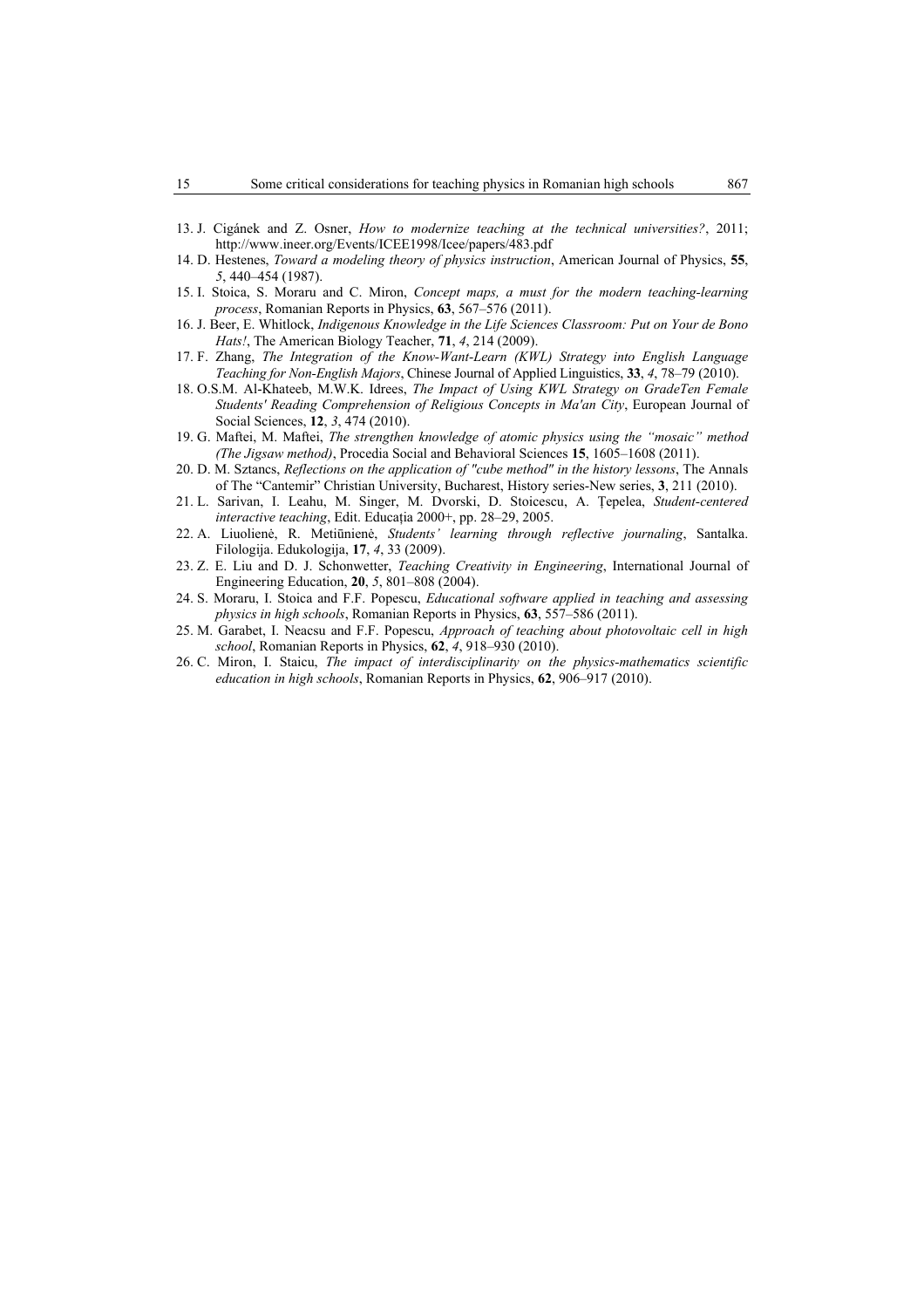13. J. Cigánek and Z. Osner, *How to modernize teaching at the technical universities?*, 2011; http://www.ineer.org/Events/ICEE1998/Icee/papers/483.pdf
14. D. Hestenes, *Toward a modeling theory of physics instruction*, American Journal of Physics, **55**, *5*, 440–454 (1987).
15. I. Stoica, S. Moraru and C. Miron, *Concept maps, a must for the modern teaching-learning process*, Romanian Reports in Physics, **63**, 567–576 (2011).
16. J. Beer, E. Whitlock, *Indigenous Knowledge in the Life Sciences Classroom: Put on Your de Bono Hats!*, The American Biology Teacher, **71**, *4*, 214 (2009).
17. F. Zhang, *The Integration of the Know-Want-Learn (KWL) Strategy into English Language Teaching for Non-English Majors*, Chinese Journal of Applied Linguistics, **33**, *4*, 78–79 (2010).
18. O.S.M. Al-Khateeb, M.W.K. Idrees, *The Impact of Using KWL Strategy on GradeTen Female Students' Reading Comprehension of Religious Concepts in Ma'an City*, European Journal of Social Sciences, **12**, *3*, 474 (2010).
19. G. Maftei, M. Maftei, *The strengthen knowledge of atomic physics using the "mosaic" method (The Jigsaw method)*, Procedia Social and Behavioral Sciences **15**, 1605–1608 (2011).
20. D. M. Sztancs, *Reflections on the application of "cube method" in the history lessons*, The Annals of The "Cantemir" Christian University, Bucharest, History series-New series, **3**, 211 (2010).
21. L. Sarivan, I. Leahu, M. Singer, M. Dvorski, D. Stoicescu, A. Țepelea, *Student-centered interactive teaching*, Edit. Educația 2000+, pp. 28–29, 2005.
22. A. Liuolienė, R. Metiūnienė, *Students' learning through reflective journaling*, Santalka. Filologija. Edukologija, **17**, *4*, 33 (2009).
23. Z. E. Liu and D. J. Schonwetter, *Teaching Creativity in Engineering*, International Journal of Engineering Education, **20**, *5*, 801–808 (2004).
24. S. Moraru, I. Stoica and F.F. Popescu, *Educational software applied in teaching and assessing physics in high schools*, Romanian Reports in Physics, **63**, 557–586 (2011).
25. M. Garabet, I. Neacsu and F.F. Popescu, *Approach of teaching about photovoltaic cell in high school*, Romanian Reports in Physics, **62**, *4*, 918–930 (2010).
26. C. Miron, I. Staicu, *The impact of interdisciplinarity on the physics-mathematics scientific education in high schools*, Romanian Reports in Physics, **62**, 906–917 (2010).